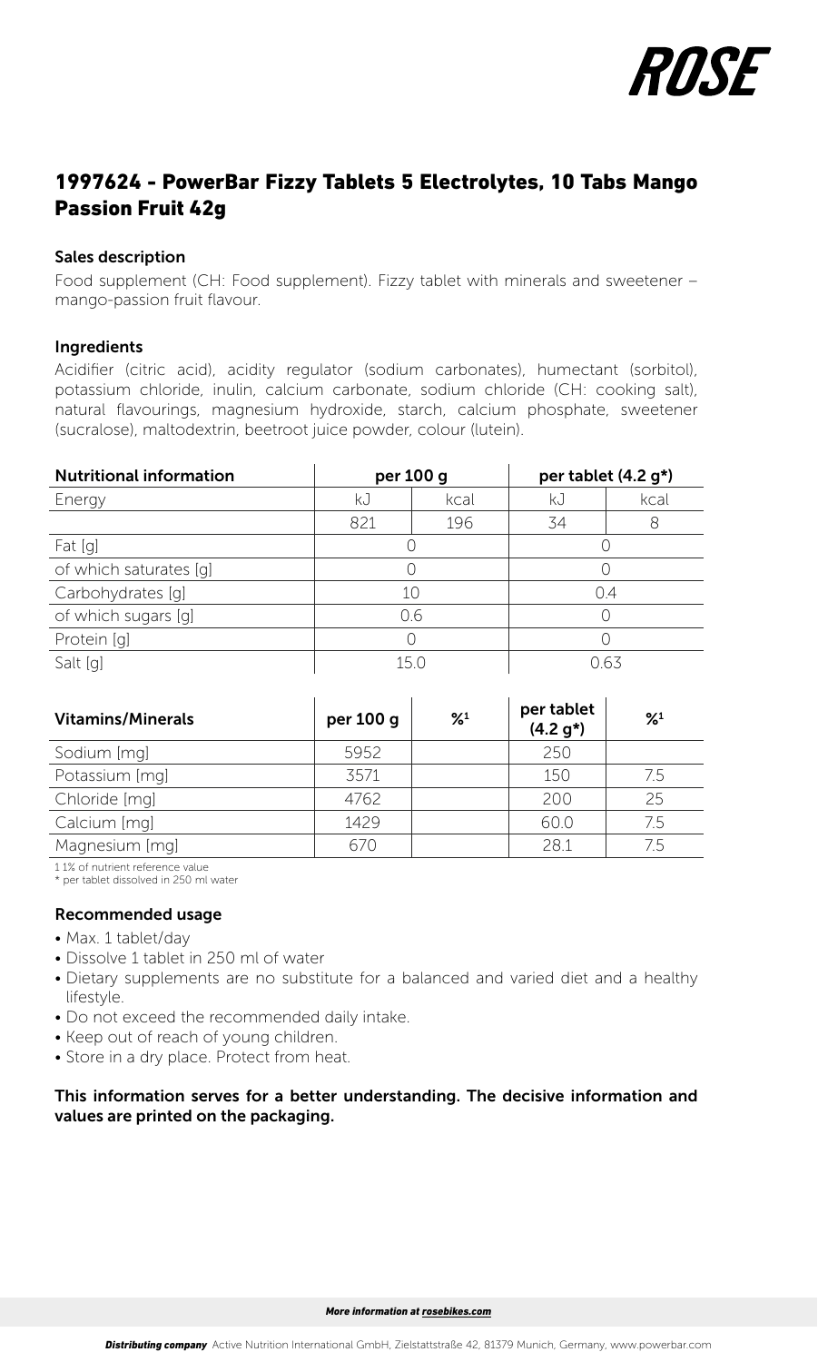ROSE

# 1997624 - PowerBar Fizzy Tablets 5 Electrolytes, 10 Tabs Mango Passion Fruit 42g

### Sales description

Food supplement (CH: Food supplement). Fizzy tablet with minerals and sweetener – mango-passion fruit flavour.

### Ingredients

Acidifier (citric acid), acidity regulator (sodium carbonates), humectant (sorbitol), potassium chloride, inulin, calcium carbonate, sodium chloride (CH: cooking salt), natural flavourings, magnesium hydroxide, starch, calcium phosphate, sweetener (sucralose), maltodextrin, beetroot juice powder, colour (lutein).

| Nutritional information | per 100 g | | per tablet (4.2 g*) | |
|---|---|---|---|---|
| Energy | kJ | kcal | kJ | kcal |
| | 821 | 196 | 34 | 8 |
| Fat [g] | 0 | | 0 | |
| of which saturates [g] | 0 | | 0 | |
| Carbohydrates [g] | 10 | | 0.4 | |
| of which sugars [g] | 0.6 | | 0 | |
| Protein [g] | 0 | | 0 | |
| Salt [g] | 15.0 | | 0.63 | |

| Vitamins/Minerals | per 100 g | %[1] | per tablet (4.2 g*) | %[1] |
|---|---|---|---|---|
| Sodium [mg] | 5952 | | 250 | |
| Potassium [mg] | 3571 | | 150 | 7.5 |
| Chloride [mg] | 4762 | | 200 | 25 |
| Calcium [mg] | 1429 | | 60.0 | 7.5 |
| Magnesium [mg] | 670 | | 28.1 | 7.5 |

1 1% of nutrient reference value
* per tablet dissolved in 250 ml water

### Recommended usage

- Max. 1 tablet/day
- Dissolve 1 tablet in 250 ml of water
- Dietary supplements are no substitute for a balanced and varied diet and a healthy lifestyle.
- Do not exceed the recommended daily intake.
- Keep out of reach of young children.
- Store in a dry place. Protect from heat.

**This information serves for a better understanding. The decisive information and values are printed on the packaging.**

*More information at rosebikes.com*

***Distributing company*** Active Nutrition International GmbH, Zielstattstraße 42, 81379 Munich, Germany, www.powerbar.com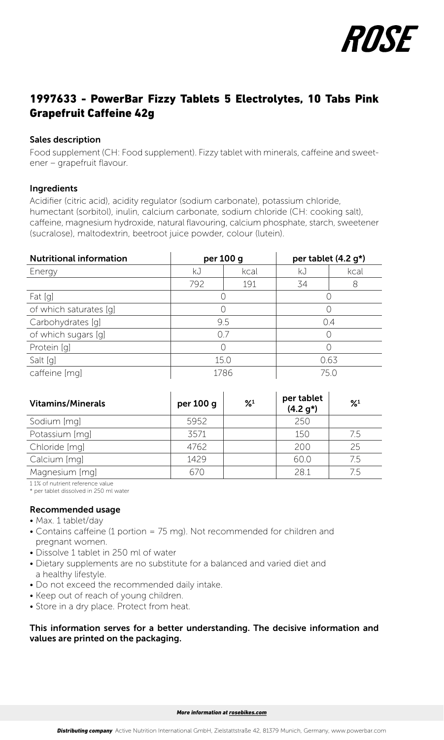ROSE

## 1997633 - PowerBar Fizzy Tablets 5 Electrolytes, 10 Tabs Pink Grapefruit Caffeine 42g

### Sales description

Food supplement (CH: Food supplement). Fizzy tablet with minerals, caffeine and sweetener – grapefruit flavour.

### Ingredients

Acidifier (citric acid), acidity regulator (sodium carbonate), potassium chloride, humectant (sorbitol), inulin, calcium carbonate, sodium chloride (CH: cooking salt), caffeine, magnesium hydroxide, natural flavouring, calcium phosphate, starch, sweetener (sucralose), maltodextrin, beetroot juice powder, colour (lutein).

| Nutritional information | per 100 g | | per tablet (4.2 g*) | |
|---|---|---|---|---|
| Energy | kJ | kcal | kJ | kcal |
| | 792 | 191 | 34 | 8 |
| Fat [g] | 0 | | 0 | |
| of which saturates [g] | 0 | | 0 | |
| Carbohydrates [g] | 9.5 | | 0.4 | |
| of which sugars [g] | 0.7 | | 0 | |
| Protein [g] | 0 | | 0 | |
| Salt [g] | 15.0 | | 0.63 | |
| caffeine [mg] | 1786 | | 75.0 | |

| Vitamins/Minerals | per 100 g | %[1] | per tablet (4.2 g*) | %[1] |
|---|---|---|---|---|
| Sodium [mg] | 5952 | | 250 | |
| Potassium [mg] | 3571 | | 150 | 7.5 |
| Chloride [mg] | 4762 | | 200 | 25 |
| Calcium [mg] | 1429 | | 60.0 | 7.5 |
| Magnesium [mg] | 670 | | 28.1 | 7.5 |

1 1% of nutrient reference value
* per tablet dissolved in 250 ml water

### Recommended usage

- Max. 1 tablet/day
- Contains caffeine (1 portion = 75 mg). Not recommended for children and pregnant women.
- Dissolve 1 tablet in 250 ml of water
- Dietary supplements are no substitute for a balanced and varied diet and a healthy lifestyle.
- Do not exceed the recommended daily intake.
- Keep out of reach of young children.
- Store in a dry place. Protect from heat.

**This information serves for a better understanding. The decisive information and values are printed on the packaging.**

*More information at rosebikes.com*

***Distributing company*** Active Nutrition International GmbH, Zielstattstraße 42, 81379 Munich, Germany, www.powerbar.com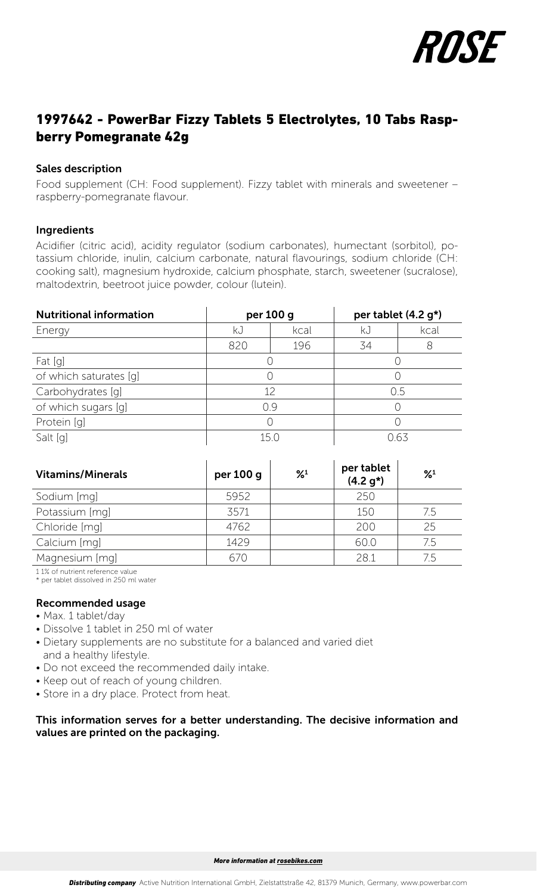# 1997642 - PowerBar Fizzy Tablets 5 Electrolytes, 10 Tabs Raspberry Pomegranate 42g

### Sales description

Food supplement (CH: Food supplement). Fizzy tablet with minerals and sweetener – raspberry-pomegranate flavour.

### Ingredients

Acidifier (citric acid), acidity regulator (sodium carbonates), humectant (sorbitol), potassium chloride, inulin, calcium carbonate, natural flavourings, sodium chloride (CH: cooking salt), magnesium hydroxide, calcium phosphate, starch, sweetener (sucralose), maltodextrin, beetroot juice powder, colour (lutein).

| Nutritional information | per 100 g | | per tablet (4.2 g*) | |
|---|---|---|---|---|
| Energy | kJ | kcal | kJ | kcal |
| | 820 | 196 | 34 | 8 |
| Fat [g] | 0 | | 0 | |
| of which saturates [g] | 0 | | 0 | |
| Carbohydrates [g] | 12 | | 0.5 | |
| of which sugars [g] | 0.9 | | 0 | |
| Protein [g] | 0 | | 0 | |
| Salt [g] | 15.0 | | 0.63 | |

| Vitamins/Minerals | per 100 g | %[1] | per tablet (4.2 g*) | %[1] |
|---|---|---|---|---|
| Sodium [mg] | 5952 | | 250 | |
| Potassium [mg] | 3571 | | 150 | 7.5 |
| Chloride [mg] | 4762 | | 200 | 25 |
| Calcium [mg] | 1429 | | 60.0 | 7.5 |
| Magnesium [mg] | 670 | | 28.1 | 7.5 |

1 1% of nutrient reference value
* per tablet dissolved in 250 ml water

### Recommended usage

- Max. 1 tablet/day
- Dissolve 1 tablet in 250 ml of water
- Dietary supplements are no substitute for a balanced and varied diet and a healthy lifestyle.
- Do not exceed the recommended daily intake.
- Keep out of reach of young children.
- Store in a dry place. Protect from heat.

**This information serves for a better understanding. The decisive information and values are printed on the packaging.**

*More information at rosebikes.com*

***Distributing company*** Active Nutrition International GmbH, Zielstattstraße 42, 81379 Munich, Germany, www.powerbar.com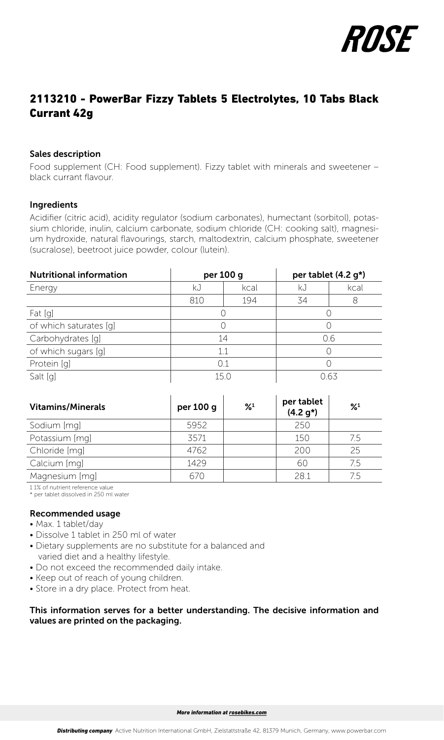ROSE

# 2113210 - PowerBar Fizzy Tablets 5 Electrolytes, 10 Tabs Black Currant 42g

### Sales description

Food supplement (CH: Food supplement). Fizzy tablet with minerals and sweetener – black currant flavour.

### Ingredients

Acidifier (citric acid), acidity regulator (sodium carbonates), humectant (sorbitol), potassium chloride, inulin, calcium carbonate, sodium chloride (CH: cooking salt), magnesium hydroxide, natural flavourings, starch, maltodextrin, calcium phosphate, sweetener (sucralose), beetroot juice powder, colour (lutein).

| Nutritional information | per 100 g | | per tablet (4.2 g*) | |
|---|---|---|---|---|
| Energy | kJ | kcal | kJ | kcal |
| | 810 | 194 | 34 | 8 |
| Fat [g] | 0 | | 0 | |
| of which saturates [g] | 0 | | 0 | |
| Carbohydrates [g] | 14 | | 0.6 | |
| of which sugars [g] | 1.1 | | 0 | |
| Protein [g] | 0.1 | | 0 | |
| Salt [g] | 15.0 | | 0.63 | |

| Vitamins/Minerals | per 100 g | %[1] | per tablet (4.2 g*) | %[1] |
|---|---|---|---|---|
| Sodium [mg] | 5952 | | 250 | |
| Potassium [mg] | 3571 | | 150 | 7.5 |
| Chloride [mg] | 4762 | | 200 | 25 |
| Calcium [mg] | 1429 | | 60 | 7.5 |
| Magnesium [mg] | 670 | | 28.1 | 7.5 |

1 1% of nutrient reference value
* per tablet dissolved in 250 ml water

### Recommended usage

- Max. 1 tablet/day
- Dissolve 1 tablet in 250 ml of water
- Dietary supplements are no substitute for a balanced and varied diet and a healthy lifestyle.
- Do not exceed the recommended daily intake.
- Keep out of reach of young children.
- Store in a dry place. Protect from heat.

**This information serves for a better understanding. The decisive information and values are printed on the packaging.**

*More information at rosebikes.com*

***Distributing company*** Active Nutrition International GmbH, Zielstattstraße 42, 81379 Munich, Germany, www.powerbar.com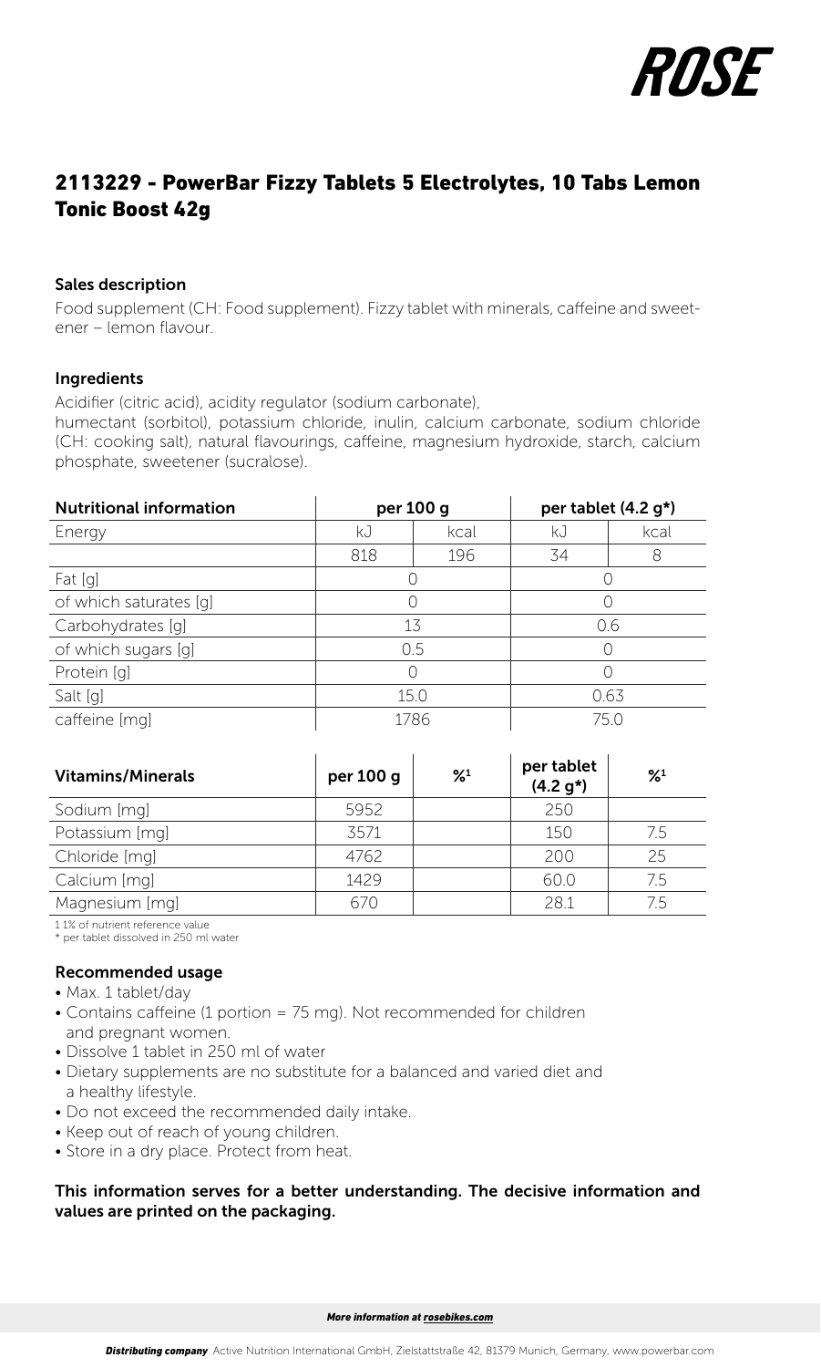# 2113229 - PowerBar Fizzy Tablets 5 Electrolytes, 10 Tabs Lemon Tonic Boost 42g

### Sales description

Food supplement (CH: Food supplement). Fizzy tablet with minerals, caffeine and sweetener – lemon flavour.

### Ingredients

Acidifier (citric acid), acidity regulator (sodium carbonate), humectant (sorbitol), potassium chloride, inulin, calcium carbonate, sodium chloride (CH: cooking salt), natural flavourings, caffeine, magnesium hydroxide, starch, calcium phosphate, sweetener (sucralose).

| Nutritional information | per 100 g | | per tablet (4.2 g*) | |
|---|---|---|---|---|
| Energy | kJ | kcal | kJ | kcal |
| | 818 | 196 | 34 | 8 |
| Fat [g] | 0 | | 0 | |
| of which saturates [g] | 0 | | 0 | |
| Carbohydrates [g] | 13 | | 0.6 | |
| of which sugars [g] | 0.5 | | 0 | |
| Protein [g] | 0 | | 0 | |
| Salt [g] | 15.0 | | 0.63 | |
| caffeine [mg] | 1786 | | 75.0 | |

| Vitamins/Minerals | per 100 g | %[1] | per tablet (4.2 g*) | %[1] |
|---|---|---|---|---|
| Sodium [mg] | 5952 | | 250 | |
| Potassium [mg] | 3571 | | 150 | 7.5 |
| Chloride [mg] | 4762 | | 200 | 25 |
| Calcium [mg] | 1429 | | 60.0 | 7.5 |
| Magnesium [mg] | 670 | | 28.1 | 7.5 |

1 1% of nutrient reference value
\* per tablet dissolved in 250 ml water

### Recommended usage

- Max. 1 tablet/day
- Contains caffeine (1 portion = 75 mg). Not recommended for children and pregnant women.
- Dissolve 1 tablet in 250 ml of water
- Dietary supplements are no substitute for a balanced and varied diet and a healthy lifestyle.
- Do not exceed the recommended daily intake.
- Keep out of reach of young children.
- Store in a dry place. Protect from heat.

**This information serves for a better understanding. The decisive information and values are printed on the packaging.**

*More information at rosebikes.com*

***Distributing company*** Active Nutrition International GmbH, Zielstattstraße 42, 81379 Munich, Germany, www.powerbar.com